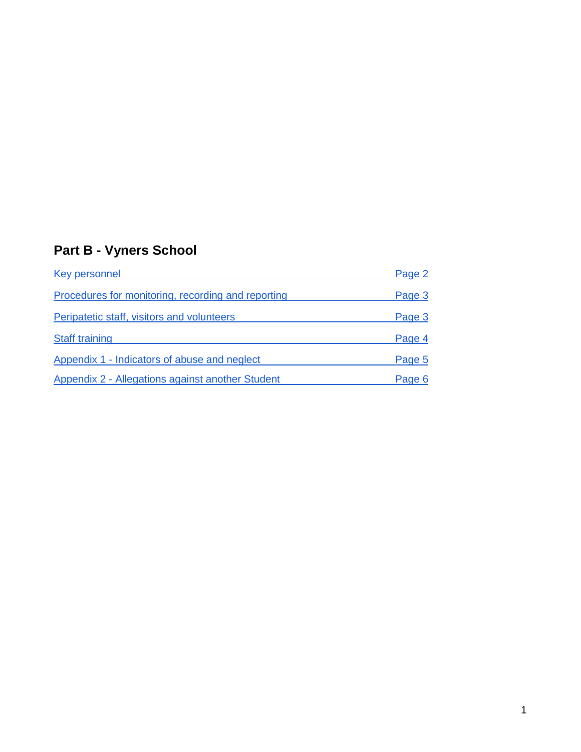## Part B - Vyners School

| | |
|---|---|
| Key personnel | Page 2 |
| Procedures for monitoring, recording and reporting | Page 3 |
| Peripatetic staff, visitors and volunteers | Page 3 |
| Staff training | Page 4 |
| Appendix 1 - Indicators of abuse and neglect | Page 5 |
| Appendix 2 - Allegations against another Student | Page 6 |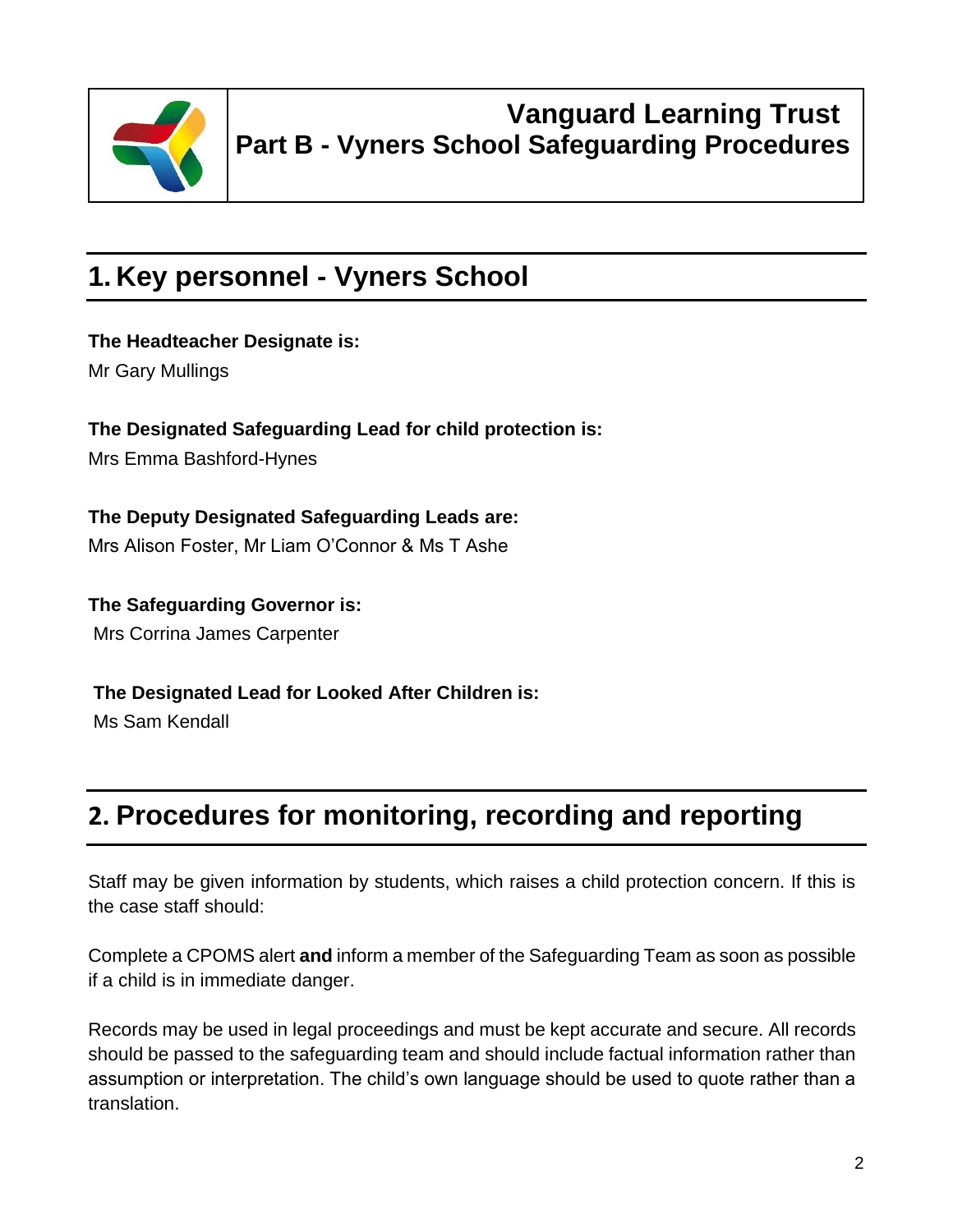# Vanguard Learning Trust
# Part B - Vyners School Safeguarding Procedures

## 1. Key personnel - Vyners School

**The Headteacher Designate is:**
Mr Gary Mullings

**The Designated Safeguarding Lead for child protection is:**
Mrs Emma Bashford-Hynes

**The Deputy Designated Safeguarding Leads are:**
Mrs Alison Foster, Mr Liam O'Connor & Ms T Ashe

**The Safeguarding Governor is:**
Mrs Corrina James Carpenter

**The Designated Lead for Looked After Children is:**
Ms Sam Kendall

## 2. Procedures for monitoring, recording and reporting

Staff may be given information by students, which raises a child protection concern. If this is the case staff should:

Complete a CPOMS alert **and** inform a member of the Safeguarding Team as soon as possible if a child is in immediate danger.

Records may be used in legal proceedings and must be kept accurate and secure. All records should be passed to the safeguarding team and should include factual information rather than assumption or interpretation. The child's own language should be used to quote rather than a translation.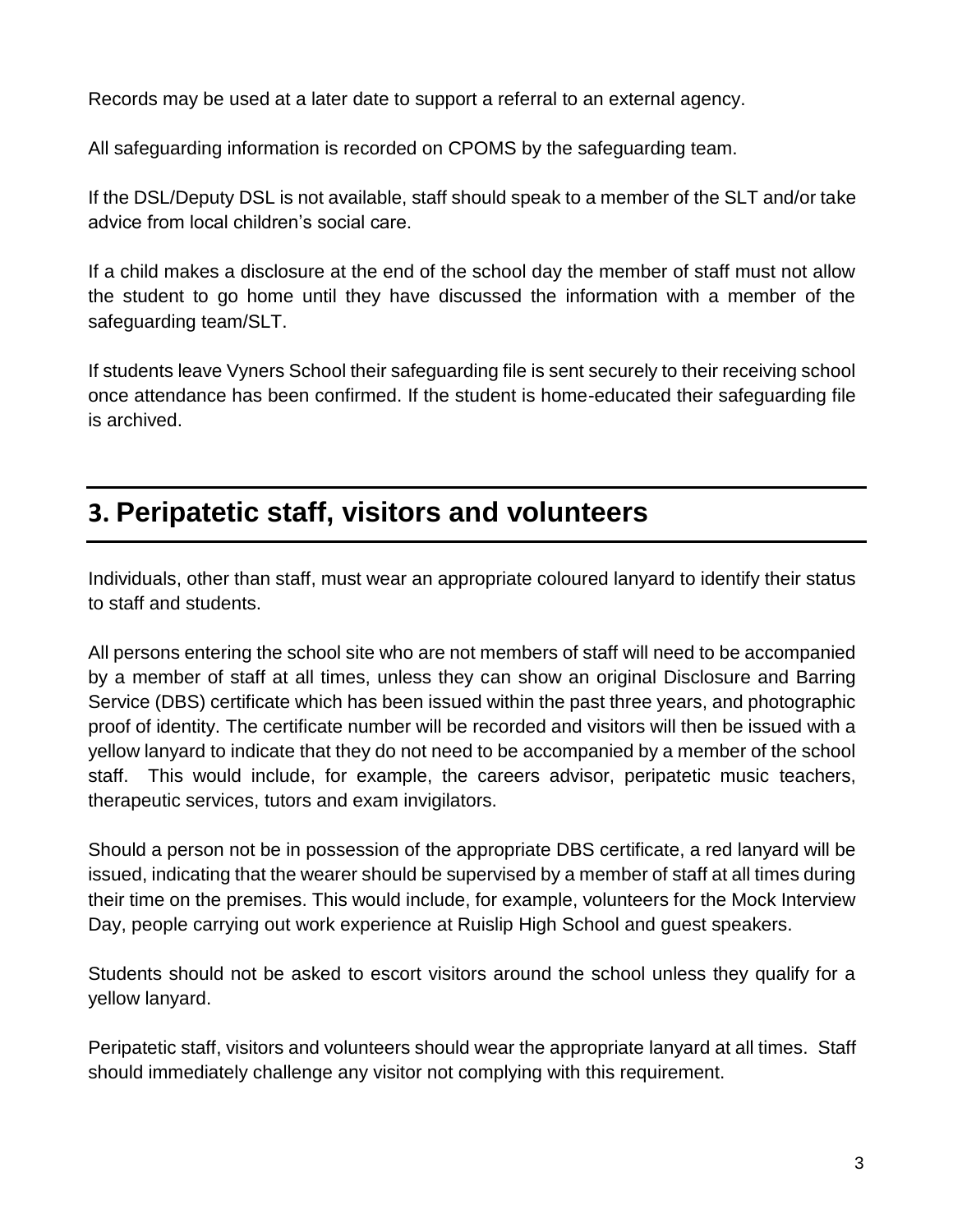Records may be used at a later date to support a referral to an external agency.

All safeguarding information is recorded on CPOMS by the safeguarding team.

If the DSL/Deputy DSL is not available, staff should speak to a member of the SLT and/or take advice from local children's social care.

If a child makes a disclosure at the end of the school day the member of staff must not allow the student to go home until they have discussed the information with a member of the safeguarding team/SLT.

If students leave Vyners School their safeguarding file is sent securely to their receiving school once attendance has been confirmed. If the student is home-educated their safeguarding file is archived.

## 3. Peripatetic staff, visitors and volunteers

Individuals, other than staff, must wear an appropriate coloured lanyard to identify their status to staff and students.

All persons entering the school site who are not members of staff will need to be accompanied by a member of staff at all times, unless they can show an original Disclosure and Barring Service (DBS) certificate which has been issued within the past three years, and photographic proof of identity. The certificate number will be recorded and visitors will then be issued with a yellow lanyard to indicate that they do not need to be accompanied by a member of the school staff. This would include, for example, the careers advisor, peripatetic music teachers, therapeutic services, tutors and exam invigilators.

Should a person not be in possession of the appropriate DBS certificate, a red lanyard will be issued, indicating that the wearer should be supervised by a member of staff at all times during their time on the premises. This would include, for example, volunteers for the Mock Interview Day, people carrying out work experience at Ruislip High School and guest speakers.

Students should not be asked to escort visitors around the school unless they qualify for a yellow lanyard.

Peripatetic staff, visitors and volunteers should wear the appropriate lanyard at all times. Staff should immediately challenge any visitor not complying with this requirement.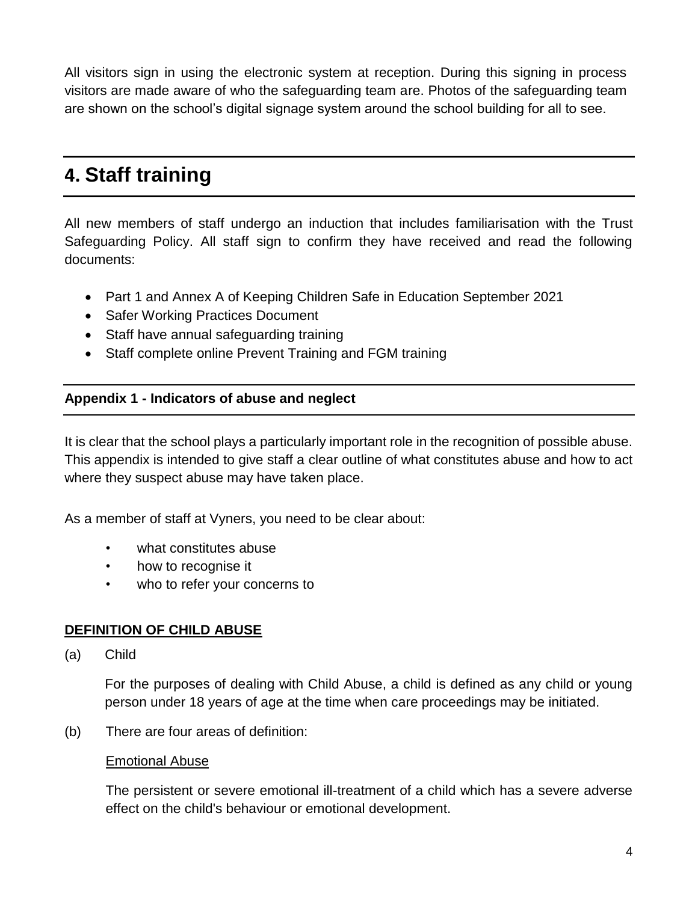All visitors sign in using the electronic system at reception. During this signing in process visitors are made aware of who the safeguarding team are. Photos of the safeguarding team are shown on the school's digital signage system around the school building for all to see.

# 4. Staff training

All new members of staff undergo an induction that includes familiarisation with the Trust Safeguarding Policy. All staff sign to confirm they have received and read the following documents:

- Part 1 and Annex A of Keeping Children Safe in Education September 2021
- Safer Working Practices Document
- Staff have annual safeguarding training
- Staff complete online Prevent Training and FGM training

## Appendix 1 - Indicators of abuse and neglect

It is clear that the school plays a particularly important role in the recognition of possible abuse. This appendix is intended to give staff a clear outline of what constitutes abuse and how to act where they suspect abuse may have taken place.

As a member of staff at Vyners, you need to be clear about:

- what constitutes abuse
- how to recognise it
- who to refer your concerns to

**DEFINITION OF CHILD ABUSE**

(a) Child

For the purposes of dealing with Child Abuse, a child is defined as any child or young person under 18 years of age at the time when care proceedings may be initiated.

(b) There are four areas of definition:

Emotional Abuse

The persistent or severe emotional ill-treatment of a child which has a severe adverse effect on the child's behaviour or emotional development.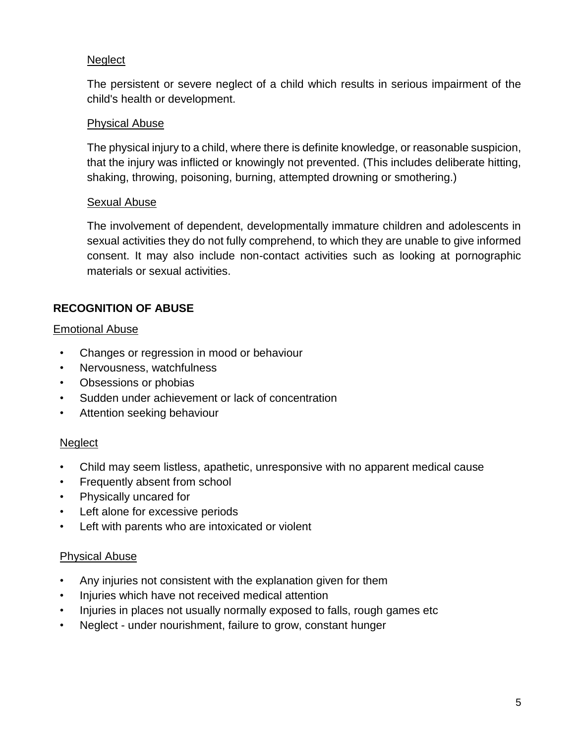Neglect

The persistent or severe neglect of a child which results in serious impairment of the child's health or development.

Physical Abuse

The physical injury to a child, where there is definite knowledge, or reasonable suspicion, that the injury was inflicted or knowingly not prevented. (This includes deliberate hitting, shaking, throwing, poisoning, burning, attempted drowning or smothering.)

Sexual Abuse

The involvement of dependent, developmentally immature children and adolescents in sexual activities they do not fully comprehend, to which they are unable to give informed consent. It may also include non-contact activities such as looking at pornographic materials or sexual activities.

## RECOGNITION OF ABUSE

Emotional Abuse

- Changes or regression in mood or behaviour
- Nervousness, watchfulness
- Obsessions or phobias
- Sudden under achievement or lack of concentration
- Attention seeking behaviour

Neglect

- Child may seem listless, apathetic, unresponsive with no apparent medical cause
- Frequently absent from school
- Physically uncared for
- Left alone for excessive periods
- Left with parents who are intoxicated or violent

Physical Abuse

- Any injuries not consistent with the explanation given for them
- Injuries which have not received medical attention
- Injuries in places not usually normally exposed to falls, rough games etc
- Neglect - under nourishment, failure to grow, constant hunger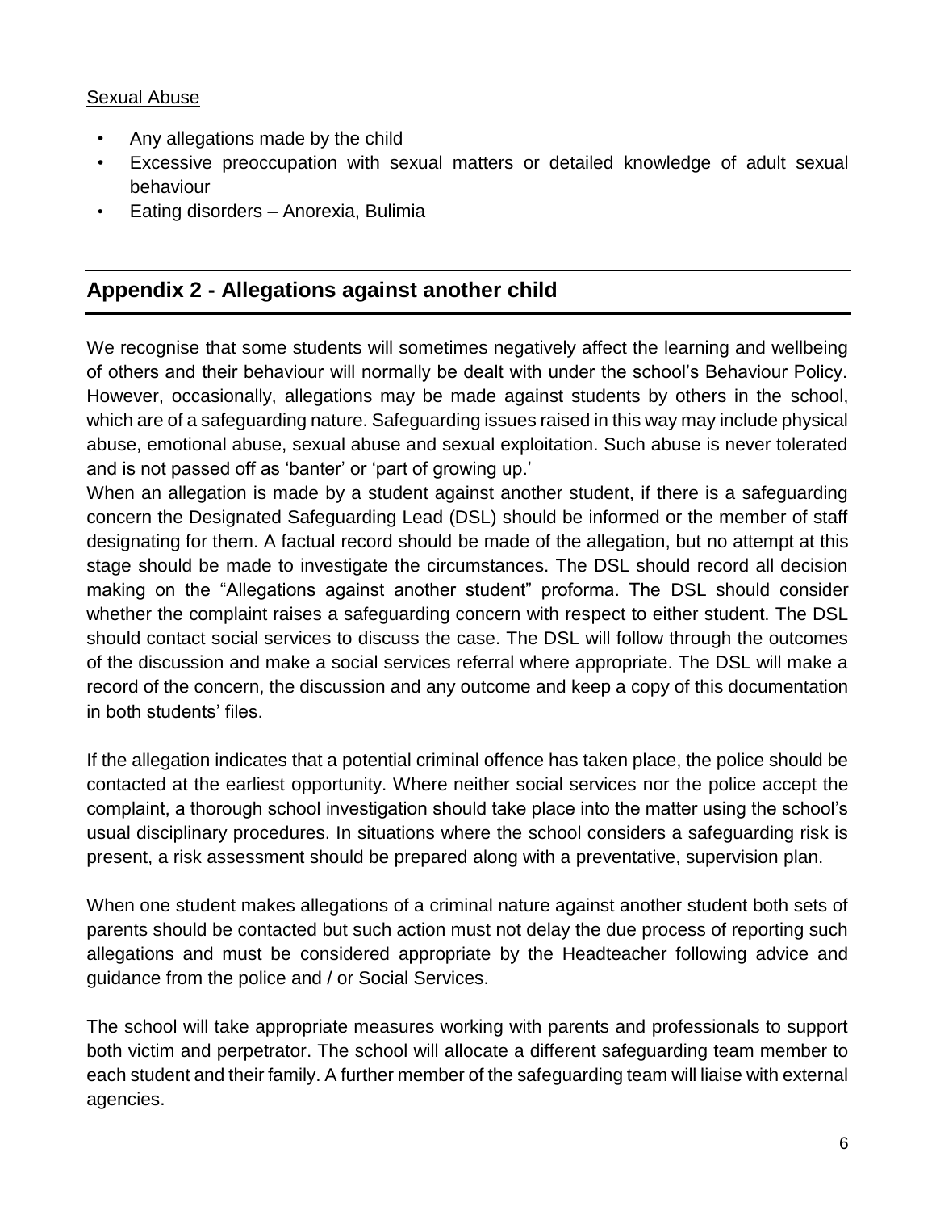Sexual Abuse

- Any allegations made by the child
- Excessive preoccupation with sexual matters or detailed knowledge of adult sexual behaviour
- Eating disorders – Anorexia, Bulimia

## Appendix 2 - Allegations against another child

We recognise that some students will sometimes negatively affect the learning and wellbeing of others and their behaviour will normally be dealt with under the school's Behaviour Policy. However, occasionally, allegations may be made against students by others in the school, which are of a safeguarding nature. Safeguarding issues raised in this way may include physical abuse, emotional abuse, sexual abuse and sexual exploitation. Such abuse is never tolerated and is not passed off as 'banter' or 'part of growing up.'
When an allegation is made by a student against another student, if there is a safeguarding concern the Designated Safeguarding Lead (DSL) should be informed or the member of staff designating for them. A factual record should be made of the allegation, but no attempt at this stage should be made to investigate the circumstances. The DSL should record all decision making on the "Allegations against another student" proforma. The DSL should consider whether the complaint raises a safeguarding concern with respect to either student. The DSL should contact social services to discuss the case. The DSL will follow through the outcomes of the discussion and make a social services referral where appropriate. The DSL will make a record of the concern, the discussion and any outcome and keep a copy of this documentation in both students' files.

If the allegation indicates that a potential criminal offence has taken place, the police should be contacted at the earliest opportunity. Where neither social services nor the police accept the complaint, a thorough school investigation should take place into the matter using the school's usual disciplinary procedures. In situations where the school considers a safeguarding risk is present, a risk assessment should be prepared along with a preventative, supervision plan.

When one student makes allegations of a criminal nature against another student both sets of parents should be contacted but such action must not delay the due process of reporting such allegations and must be considered appropriate by the Headteacher following advice and guidance from the police and / or Social Services.

The school will take appropriate measures working with parents and professionals to support both victim and perpetrator. The school will allocate a different safeguarding team member to each student and their family. A further member of the safeguarding team will liaise with external agencies.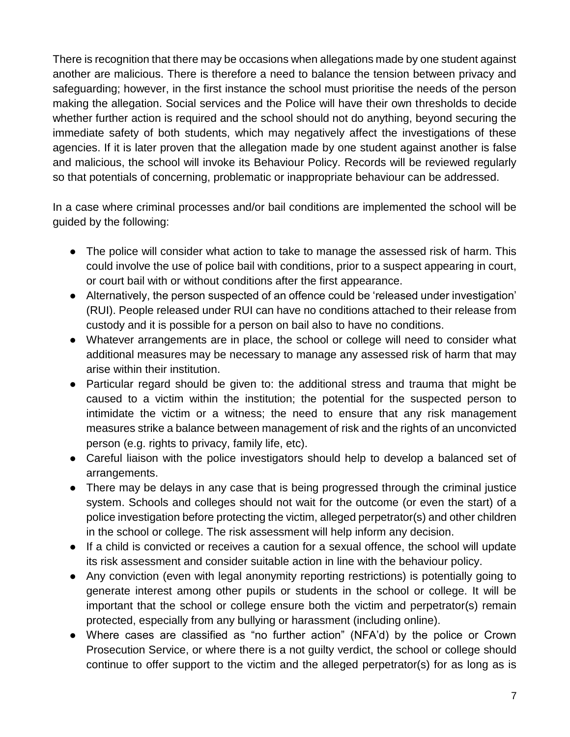There is recognition that there may be occasions when allegations made by one student against another are malicious. There is therefore a need to balance the tension between privacy and safeguarding; however, in the first instance the school must prioritise the needs of the person making the allegation. Social services and the Police will have their own thresholds to decide whether further action is required and the school should not do anything, beyond securing the immediate safety of both students, which may negatively affect the investigations of these agencies. If it is later proven that the allegation made by one student against another is false and malicious, the school will invoke its Behaviour Policy. Records will be reviewed regularly so that potentials of concerning, problematic or inappropriate behaviour can be addressed.

In a case where criminal processes and/or bail conditions are implemented the school will be guided by the following:

- The police will consider what action to take to manage the assessed risk of harm. This could involve the use of police bail with conditions, prior to a suspect appearing in court, or court bail with or without conditions after the first appearance.
- Alternatively, the person suspected of an offence could be 'released under investigation' (RUI). People released under RUI can have no conditions attached to their release from custody and it is possible for a person on bail also to have no conditions.
- Whatever arrangements are in place, the school or college will need to consider what additional measures may be necessary to manage any assessed risk of harm that may arise within their institution.
- Particular regard should be given to: the additional stress and trauma that might be caused to a victim within the institution; the potential for the suspected person to intimidate the victim or a witness; the need to ensure that any risk management measures strike a balance between management of risk and the rights of an unconvicted person (e.g. rights to privacy, family life, etc).
- Careful liaison with the police investigators should help to develop a balanced set of arrangements.
- There may be delays in any case that is being progressed through the criminal justice system. Schools and colleges should not wait for the outcome (or even the start) of a police investigation before protecting the victim, alleged perpetrator(s) and other children in the school or college. The risk assessment will help inform any decision.
- If a child is convicted or receives a caution for a sexual offence, the school will update its risk assessment and consider suitable action in line with the behaviour policy.
- Any conviction (even with legal anonymity reporting restrictions) is potentially going to generate interest among other pupils or students in the school or college. It will be important that the school or college ensure both the victim and perpetrator(s) remain protected, especially from any bullying or harassment (including online).
- Where cases are classified as "no further action" (NFA'd) by the police or Crown Prosecution Service, or where there is a not guilty verdict, the school or college should continue to offer support to the victim and the alleged perpetrator(s) for as long as is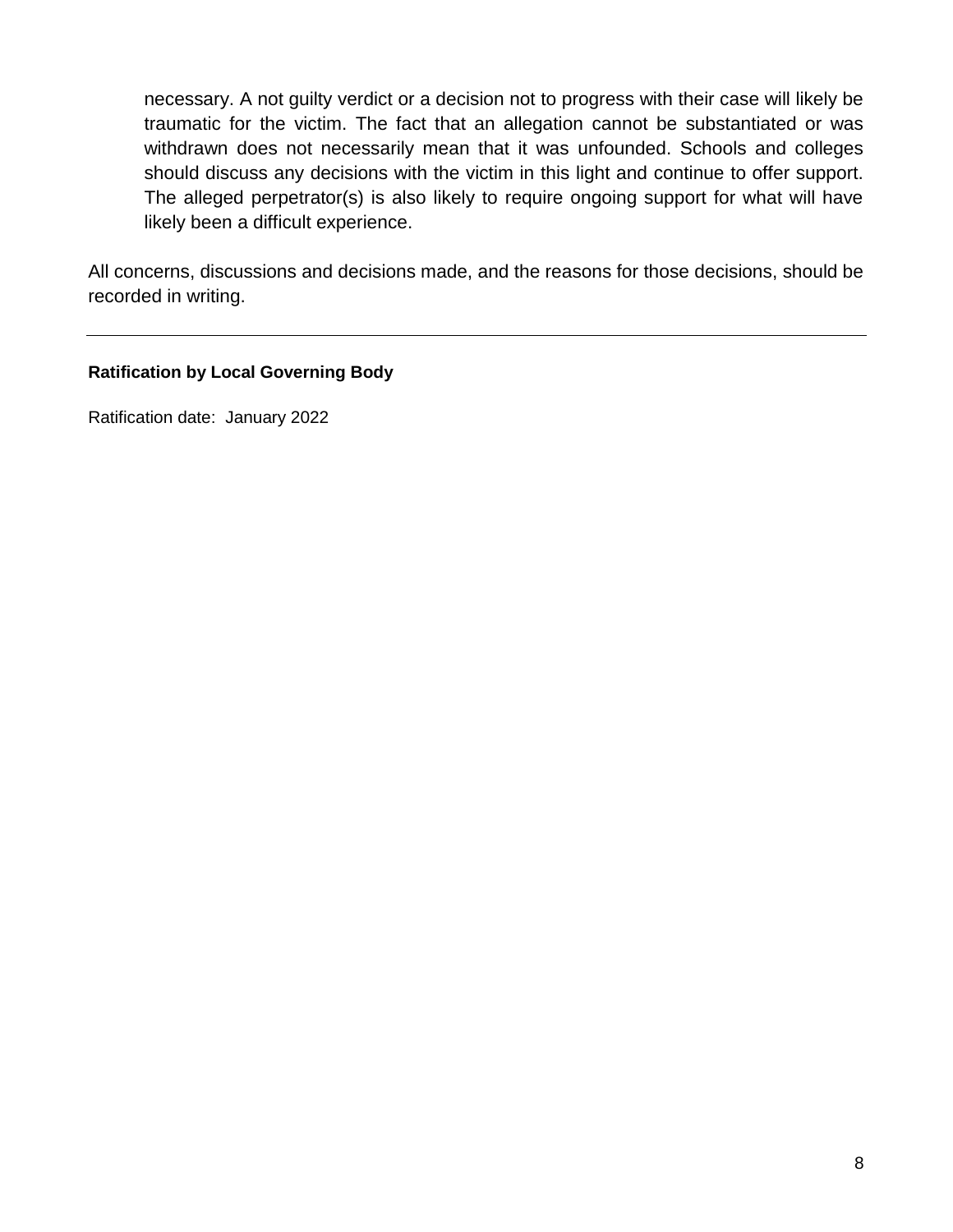necessary. A not guilty verdict or a decision not to progress with their case will likely be traumatic for the victim. The fact that an allegation cannot be substantiated or was withdrawn does not necessarily mean that it was unfounded. Schools and colleges should discuss any decisions with the victim in this light and continue to offer support. The alleged perpetrator(s) is also likely to require ongoing support for what will have likely been a difficult experience.

All concerns, discussions and decisions made, and the reasons for those decisions, should be recorded in writing.

---

**Ratification by Local Governing Body**

Ratification date: January 2022